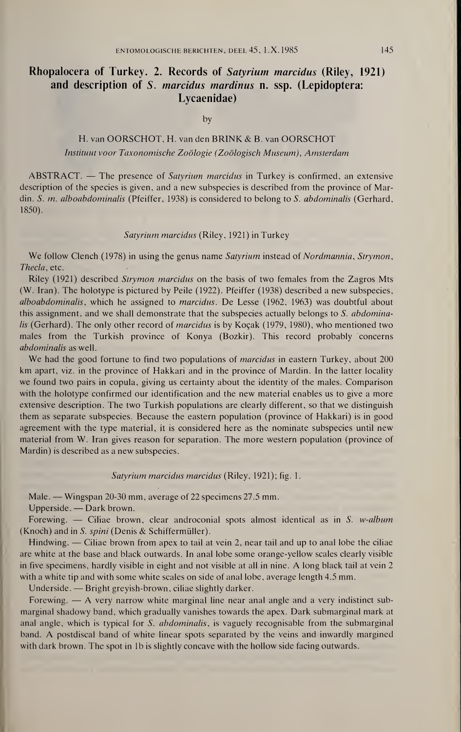# Rhopalocera of Turkey. 2. Records of *Satyrium marcidus* (Riley, 1921) and description of *S. marcidus mardinus* n. ssp. (Lepidoptera: Lycaenidae)

by

H. van OORSCHOT, H. van den BRINK & B. van OORSCHOT

*Instituut voor Taxonomische Zoölogie (Zoölogisch Museum), Amsterdam*

ABSTRACT. — The presence of *Satyrium marcidus* in Turkey is confirmed, an extensive description of the species is given, and a new subspecies is described from the province of Mardin. *S. m. alboabdominalis* (Pfeiffer, 1938) is considered to belong to *S. abdominalis* (Gerhard, 1850).

## *Satyrium marcidus* (Riley, 1921) in Turkey

We follow Clench (1978) in using the genus name *Satyrium* instead of *Nordmannia*, *Strymon*, *Thecla*, etc.

Riley (1921) described *Strymon marcidus* on the basis of two females from the Zagros Mts (W. Iran). The holotype is pictured by Peile (1922). Pfeiffer (1938) described a new subspecies, *alboabdominalis*, which he assigned to *marcidus*. De Lesse (1962, 1963) was doubtful about this assignment, and we shall demonstrate that the subspecies actually belongs to *S. abdominalis* (Gerhard). The only other record of *marcidus* is by Koçak (1979, 1980), who mentioned two males from the Turkish province of Konya (Bozkir). This record probably concerns *abdominalis* as well.

We had the good fortune to find two populations of *marcidus* in eastern Turkey, about 200 km apart, viz. in the province of Hakkari and in the province of Mardin. In the latter locality we found two pairs in copula, giving us certainty about the identity of the males. Comparison with the holotype confirmed our identification and the new material enables us to give a more extensive description. The two Turkish populations are clearly different, so that we distinguish them as separate subspecies. Because the eastern population (province of Hakkari) is in good agreement with the type material, it is considered here as the nominate subspecies until new material from W. Iran gives reason for separation. The more western population (province of Mardin) is described as a new subspecies.

### *Satyrium marcidus marcidus* (Riley, 1921); fig. 1.

Male. — Wingspan 20-30 mm, average of 22 specimens 27.5 mm.

Upperside. — Dark brown.

Forewing. — Ciliae brown, clear androconial spots almost identical as in *S. w-album* (Knoch) and in *S. spini* (Denis & Schiffermüller).

Hindwing. — Ciliae brown from apex to tail at vein 2, near tail and up to anal lobe the ciliae are white at the base and black outwards. In anal lobe some orange-yellow scales clearly visible in five specimens, hardly visible in eight and not visible at all in nine. A long black tail at vein 2 with a white tip and with some white scales on side of anal lobe, average length 4.5 mm.

Underside. — Bright greyish-brown, ciliae slightly darker.

Forewing. — A very narrow white marginal line near anal angle and a very indistinct submarginal shadowy band, which gradually vanishes towards the apex. Dark submarginal mark at anal angle, which is typical for *S. abdominalis*, is vaguely recognisable from the submarginal band. A postdiscal band of white linear spots separated by the veins and inwardly margined with dark brown. The spot in 1b is slightly concave with the hollow side facing outwards.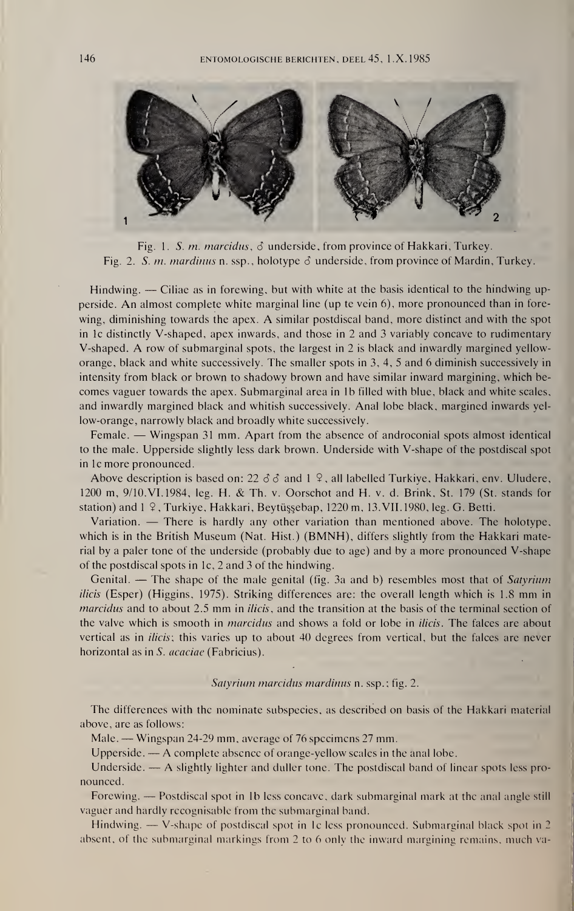Fig. 1. *S. m. marcidus*, ♂ underside, from province of Hakkari, Turkey.
Fig. 2. *S. m. mardinus* n. ssp., holotype ♂ underside, from province of Mardin, Turkey.

Hindwing. — Ciliae as in forewing, but with white at the basis identical to the hindwing upperside. An almost complete white marginal line (up te vein 6), more pronounced than in forewing, diminishing towards the apex. A similar postdiscal band, more distinct and with the spot in 1c distinctly V-shaped, apex inwards, and those in 2 and 3 variably concave to rudimentary V-shaped. A row of submarginal spots, the largest in 2 is black and inwardly margined yellow-orange, black and white successively. The smaller spots in 3, 4, 5 and 6 diminish successively in intensity from black or brown to shadowy brown and have similar inward margining, which becomes vaguer towards the apex. Submarginal area in 1b filled with blue, black and white scales, and inwardly margined black and whitish successively. Anal lobe black, margined inwards yellow-orange, narrowly black and broadly white successively.

Female. — Wingspan 31 mm. Apart from the absence of androconial spots almost identical to the male. Upperside slightly less dark brown. Underside with V-shape of the postdiscal spot in 1c more pronounced.

Above description is based on: 22 ♂♂ and 1 ♀, all labelled Turkiye, Hakkari, env. Uludere, 1200 m, 9/10.VI.1984, leg. H. & Th. v. Oorschot and H. v. d. Brink, St. 179 (St. stands for station) and 1 ♀, Turkiye, Hakkari, Beytüşşebap, 1220 m, 13.VII.1980, leg. G. Betti.

Variation. — There is hardly any other variation than mentioned above. The holotype, which is in the British Museum (Nat. Hist.) (BMNH), differs slightly from the Hakkari material by a paler tone of the underside (probably due to age) and by a more pronounced V-shape of the postdiscal spots in 1c, 2 and 3 of the hindwing.

Genital. — The shape of the male genital (fig. 3a and b) resembles most that of *Satyrium ilicis* (Esper) (Higgins, 1975). Striking differences are: the overall length which is 1.8 mm in *marcidus* and to about 2.5 mm in *ilicis*, and the transition at the basis of the terminal section of the valve which is smooth in *marcidus* and shows a fold or lobe in *ilicis*. The falces are about vertical as in *ilicis*; this varies up to about 40 degrees from vertical, but the falces are never horizontal as in *S. acaciae* (Fabricius).

### *Satyrium marcidus mardinus* n. ssp.; fig. 2.

The differences with the nominate subspecies, as described on basis of the Hakkari material above, are as follows:

Male. — Wingspan 24-29 mm, average of 76 specimens 27 mm.

Upperside. — A complete absence of orange-yellow scales in the anal lobe.

Underside. — A slightly lighter and duller tone. The postdiscal band of linear spots less pronounced.

Forewing. — Postdiscal spot in 1b less concave, dark submarginal mark at the anal angle still vaguer and hardly recognisable from the submarginal band.

Hindwing. — V-shape of postdiscal spot in 1c less pronounced. Submarginal black spot in 2 absent, of the submarginal markings from 2 to 6 only the inward margining remains, much va-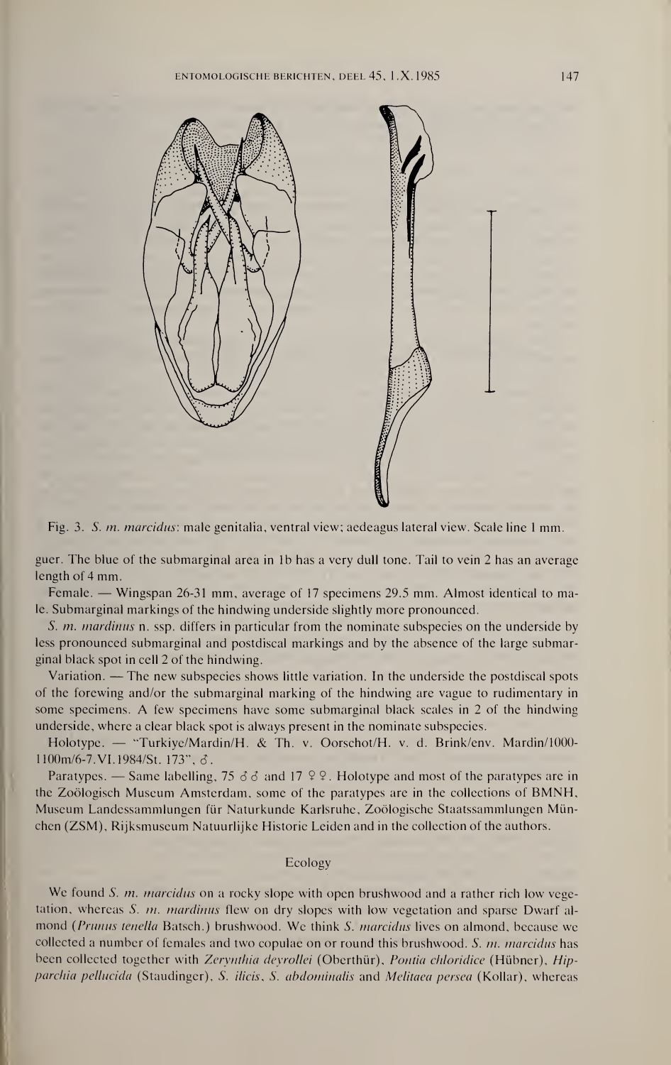Fig. 3. *S. m. marcidus*: male genitalia, ventral view; aedeagus lateral view. Scale line 1 mm.

guer. The blue of the submarginal area in 1b has a very dull tone. Tail to vein 2 has an average length of 4 mm.

Female. — Wingspan 26-31 mm, average of 17 specimens 29.5 mm. Almost identical to male. Submarginal markings of the hindwing underside slightly more pronounced.

*S. m. mardinus* n. ssp. differs in particular from the nominate subspecies on the underside by less pronounced submarginal and postdiscal markings and by the absence of the large submarginal black spot in cell 2 of the hindwing.

Variation. — The new subspecies shows little variation. In the underside the postdiscal spots of the forewing and/or the submarginal marking of the hindwing are vague to rudimentary in some specimens. A few specimens have some submarginal black scales in 2 of the hindwing underside, where a clear black spot is always present in the nominate subspecies.

Holotype. — "Turkiye/Mardin/H. & Th. v. Oorschot/H. v. d. Brink/env. Mardin/1000-1100m/6-7.VI.1984/St. 173", ♂.

Paratypes. — Same labelling, 75 ♂♂ and 17 ♀♀. Holotype and most of the paratypes are in the Zoölogisch Museum Amsterdam, some of the paratypes are in the collections of BMNH, Museum Landessammlungen für Naturkunde Karlsruhe, Zoölogische Staatssammlungen München (ZSM), Rijksmuseum Natuurlijke Historie Leiden and in the collection of the authors.

## Ecology

We found *S. m. marcidus* on a rocky slope with open brushwood and a rather rich low vegetation, whereas *S. m. mardinus* flew on dry slopes with low vegetation and sparse Dwarf almond (*Prunus tenella* Batsch.) brushwood. We think *S. marcidus* lives on almond, because we collected a number of females and two copulae on or round this brushwood. *S. m. marcidus* has been collected together with *Zerynthia deyrollei* (Oberthür), *Pontia chloridice* (Hübner), *Hipparchia pellucida* (Staudinger), *S. ilicis*, *S. abdominalis* and *Melitaea persea* (Kollar), whereas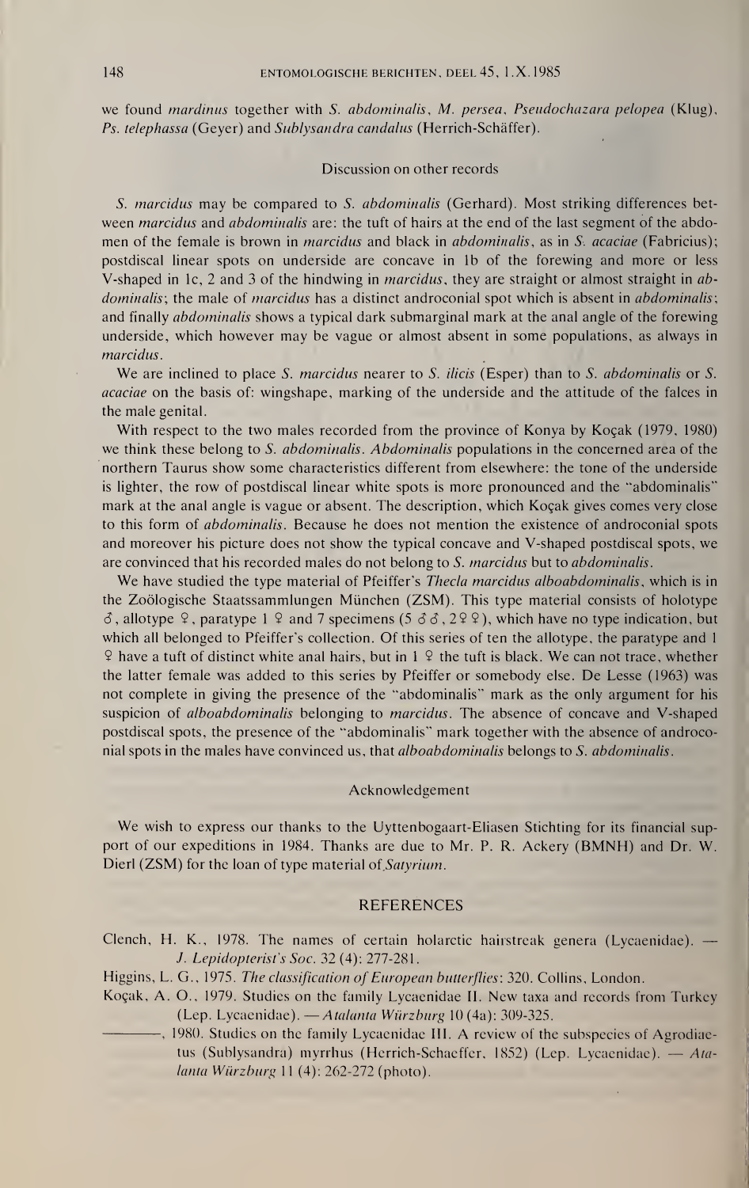we found *mardinus* together with *S. abdominalis*, *M. persea*, *Pseudochazara pelopea* (Klug), *Ps. telephassa* (Geyer) and *Sublysandra candalus* (Herrich-Schäffer).

## Discussion on other records

*S. marcidus* may be compared to *S. abdominalis* (Gerhard). Most striking differences between *marcidus* and *abdominalis* are: the tuft of hairs at the end of the last segment of the abdomen of the female is brown in *marcidus* and black in *abdominalis*, as in *S. acaciae* (Fabricius); postdiscal linear spots on underside are concave in 1b of the forewing and more or less V-shaped in 1c, 2 and 3 of the hindwing in *marcidus*, they are straight or almost straight in *abdominalis*; the male of *marcidus* has a distinct androconial spot which is absent in *abdominalis*; and finally *abdominalis* shows a typical dark submarginal mark at the anal angle of the forewing underside, which however may be vague or almost absent in some populations, as always in *marcidus*.

We are inclined to place *S. marcidus* nearer to *S. ilicis* (Esper) than to *S. abdominalis* or *S. acaciae* on the basis of: wingshape, marking of the underside and the attitude of the falces in the male genital.

With respect to the two males recorded from the province of Konya by Koçak (1979, 1980) we think these belong to *S. abdominalis*. *Abdominalis* populations in the concerned area of the northern Taurus show some characteristics different from elsewhere: the tone of the underside is lighter, the row of postdiscal linear white spots is more pronounced and the "abdominalis" mark at the anal angle is vague or absent. The description, which Koçak gives comes very close to this form of *abdominalis*. Because he does not mention the existence of androconial spots and moreover his picture does not show the typical concave and V-shaped postdiscal spots, we are convinced that his recorded males do not belong to *S. marcidus* but to *abdominalis*.

We have studied the type material of Pfeiffer's *Thecla marcidus alboabdominalis*, which is in the Zoölogische Staatssammlungen München (ZSM). This type material consists of holotype ♂, allotype ♀, paratype 1 ♀ and 7 specimens (5 ♂♂, 2 ♀♀), which have no type indication, but which all belonged to Pfeiffer's collection. Of this series of ten the allotype, the paratype and 1 ♀ have a tuft of distinct white anal hairs, but in 1 ♀ the tuft is black. We can not trace, whether the latter female was added to this series by Pfeiffer or somebody else. De Lesse (1963) was not complete in giving the presence of the "abdominalis" mark as the only argument for his suspicion of *alboabdominalis* belonging to *marcidus*. The absence of concave and V-shaped postdiscal spots, the presence of the "abdominalis" mark together with the absence of androconial spots in the males have convinced us, that *alboabdominalis* belongs to *S. abdominalis*.

## Acknowledgement

We wish to express our thanks to the Uyttenbogaart-Eliasen Stichting for its financial support of our expeditions in 1984. Thanks are due to Mr. P. R. Ackery (BMNH) and Dr. W. Dierl (ZSM) for the loan of type material of *Satyrium*.

## REFERENCES

Clench, H. K., 1978. The names of certain holarctic hairstreak genera (Lycaenidae). — *J. Lepidopterist's Soc.* 32 (4): 277-281.

Higgins, L. G., 1975. *The classification of European butterflies*: 320. Collins, London.

Koçak, A. O., 1979. Studies on the family Lycaenidae II. New taxa and records from Turkey (Lep. Lycaenidae). — *Atalanta Würzburg* 10 (4a): 309-325.

———, 1980. Studies on the family Lycaenidae III. A review of the subspecies of Agrodiaetus (Sublysandra) myrrhus (Herrich-Schaeffer, 1852) (Lep. Lycaenidae). — *Atalanta Würzburg* 11 (4): 262-272 (photo).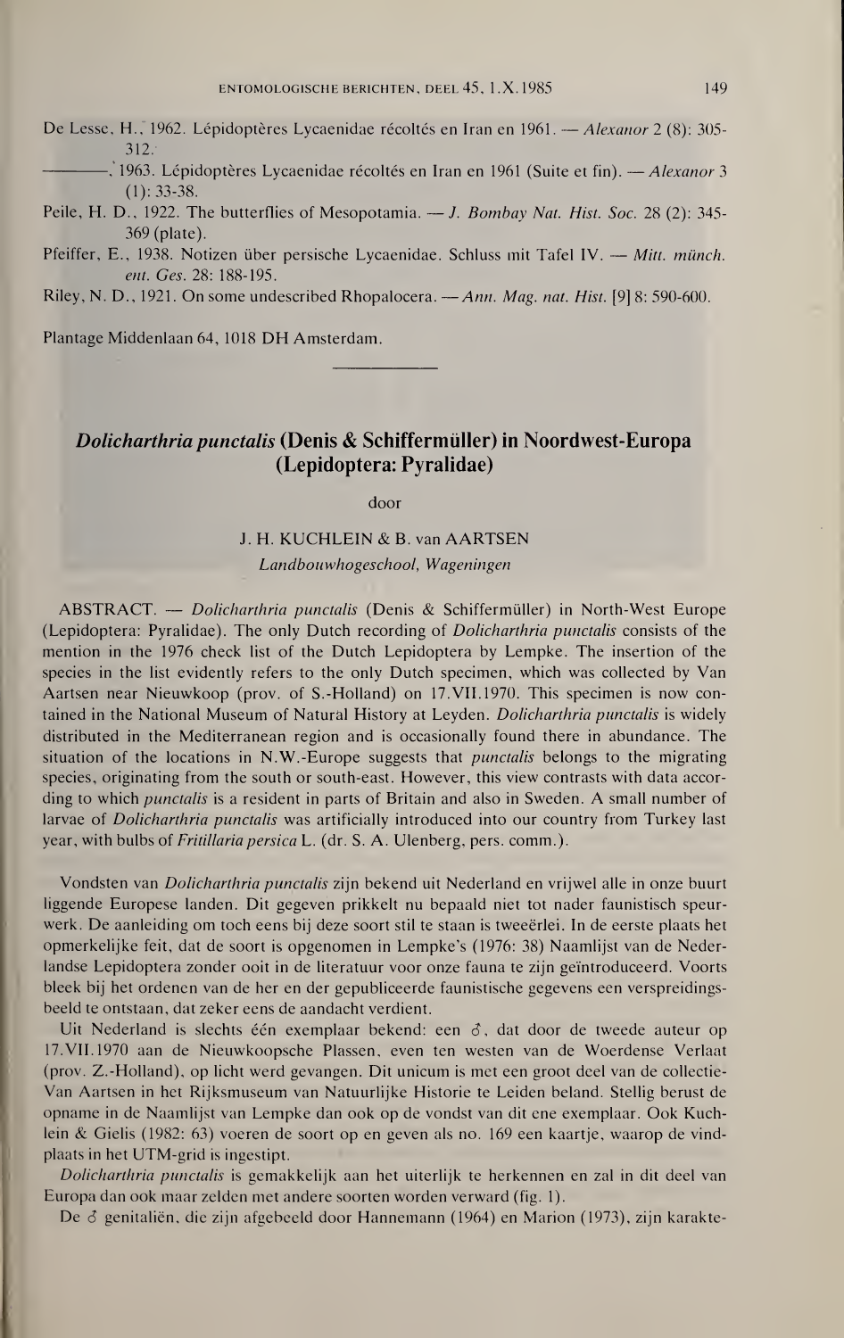De Lesse, H., 1962. Lépidoptères Lycaenidae récoltés en Iran en 1961. — *Alexanor* 2 (8): 305-312.

———, 1963. Lépidoptères Lycaenidae récoltés en Iran en 1961 (Suite et fin). — *Alexanor* 3 (1): 33-38.

Peile, H. D., 1922. The butterflies of Mesopotamia. — *J. Bombay Nat. Hist. Soc.* 28 (2): 345-369 (plate).

Pfeiffer, E., 1938. Notizen über persische Lycaenidae. Schluss mit Tafel IV. — *Mitt. münch. ent. Ges.* 28: 188-195.

Riley, N. D., 1921. On some undescribed Rhopalocera. — *Ann. Mag. nat. Hist.* [9] 8: 590-600.

Plantage Middenlaan 64, 1018 DH Amsterdam.

---

# *Dolicharthria punctalis* (Denis & Schiffermüller) in Noordwest-Europa (Lepidoptera: Pyralidae)

door

J. H. KUCHLEIN & B. van AARTSEN

*Landbouwhogeschool, Wageningen*

ABSTRACT. — *Dolicharthria punctalis* (Denis & Schiffermüller) in North-West Europe (Lepidoptera: Pyralidae). The only Dutch recording of *Dolicharthria punctalis* consists of the mention in the 1976 check list of the Dutch Lepidoptera by Lempke. The insertion of the species in the list evidently refers to the only Dutch specimen, which was collected by Van Aartsen near Nieuwkoop (prov. of S.-Holland) on 17.VII.1970. This specimen is now contained in the National Museum of Natural History at Leyden. *Dolicharthria punctalis* is widely distributed in the Mediterranean region and is occasionally found there in abundance. The situation of the locations in N.W.-Europe suggests that *punctalis* belongs to the migrating species, originating from the south or south-east. However, this view contrasts with data according to which *punctalis* is a resident in parts of Britain and also in Sweden. A small number of larvae of *Dolicharthria punctalis* was artificially introduced into our country from Turkey last year, with bulbs of *Fritillaria persica* L. (dr. S. A. Ulenberg, pers. comm.).

Vondsten van *Dolicharthria punctalis* zijn bekend uit Nederland en vrijwel alle in onze buurt liggende Europese landen. Dit gegeven prikkelt nu bepaald niet tot nader faunistisch speurwerk. De aanleiding om toch eens bij deze soort stil te staan is tweeërlei. In de eerste plaats het opmerkelijke feit, dat de soort is opgenomen in Lempke's (1976: 38) Naamlijst van de Nederlandse Lepidoptera zonder ooit in de literatuur voor onze fauna te zijn geïntroduceerd. Voorts bleek bij het ordenen van de her en der gepubliceerde faunistische gegevens een verspreidingsbeeld te ontstaan, dat zeker eens de aandacht verdient.

Uit Nederland is slechts één exemplaar bekend: een ♂, dat door de tweede auteur op 17.VII.1970 aan de Nieuwkoopsche Plassen, even ten westen van de Woerdense Verlaat (prov. Z.-Holland), op licht werd gevangen. Dit unicum is met een groot deel van de collectie-Van Aartsen in het Rijksmuseum van Natuurlijke Historie te Leiden beland. Stellig berust de opname in de Naamlijst van Lempke dan ook op de vondst van dit ene exemplaar. Ook Kuchlein & Gielis (1982: 63) voeren de soort op en geven als no. 169 een kaartje, waarop de vindplaats in het UTM-grid is ingestipt.

*Dolicharthria punctalis* is gemakkelijk aan het uiterlijk te herkennen en zal in dit deel van Europa dan ook maar zelden met andere soorten worden verward (fig. 1).

De ♂ genitaliën, die zijn afgebeeld door Hannemann (1964) en Marion (1973), zijn karakte-